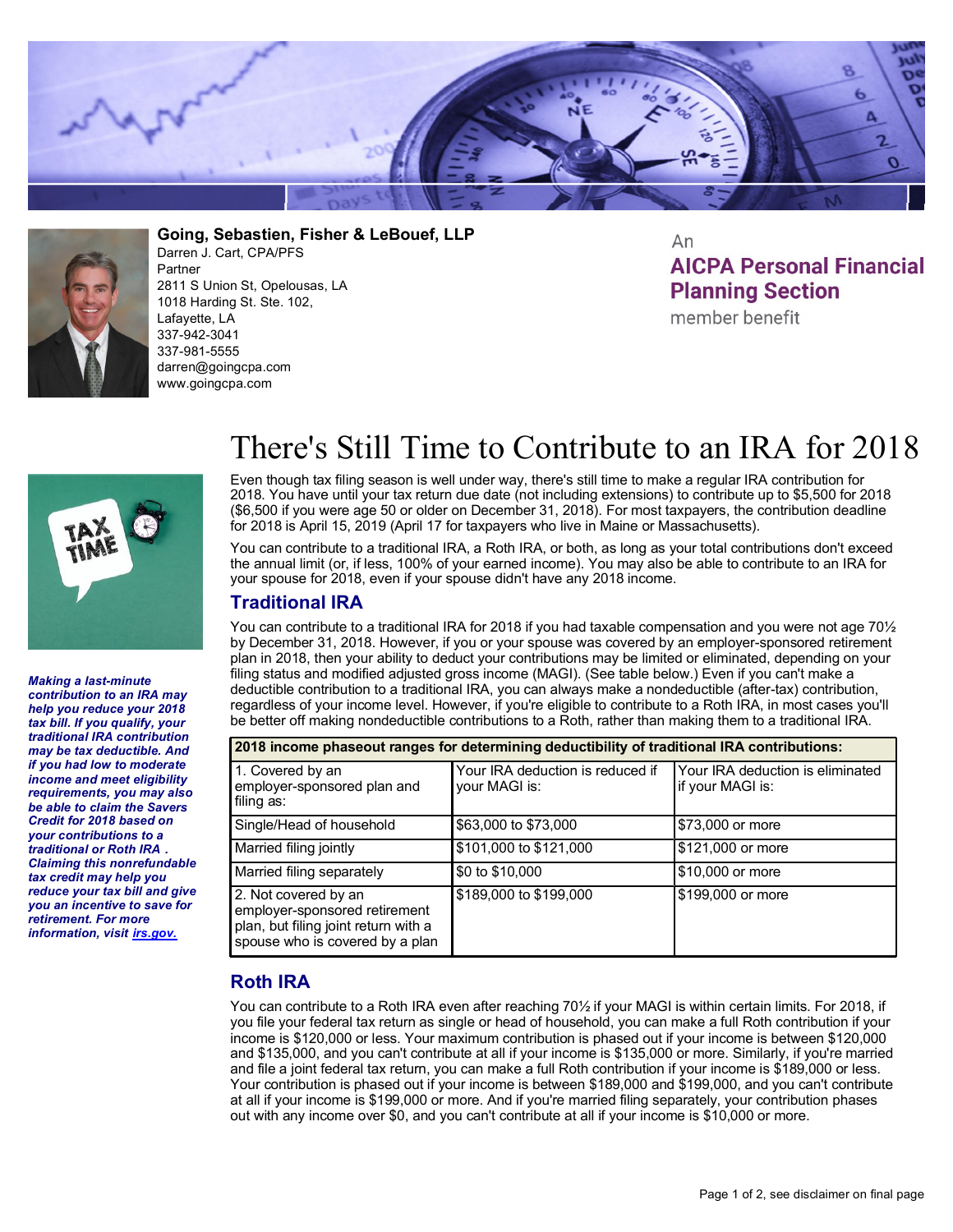**Going, Sebastien, Fisher & LeBouef, LLP**
Darren J. Cart, CPA/PFS
Partner
2811 S Union St, Opelousas, LA
1018 Harding St. Ste. 102,
Lafayette, LA
337-942-3041
337-981-5555
darren@goingcpa.com
www.goingcpa.com

An **AICPA Personal Financial Planning Section** member benefit

# There's Still Time to Contribute to an IRA for 2018

Even though tax filing season is well under way, there's still time to make a regular IRA contribution for 2018. You have until your tax return due date (not including extensions) to contribute up to $5,500 for 2018 ($6,500 if you were age 50 or older on December 31, 2018). For most taxpayers, the contribution deadline for 2018 is April 15, 2019 (April 17 for taxpayers who live in Maine or Massachusetts).

You can contribute to a traditional IRA, a Roth IRA, or both, as long as your total contributions don't exceed the annual limit (or, if less, 100% of your earned income). You may also be able to contribute to an IRA for your spouse for 2018, even if your spouse didn't have any 2018 income.

***Making a last-minute contribution to an IRA may help you reduce your 2018 tax bill. If you qualify, your traditional IRA contribution may be tax deductible. And if you had low to moderate income and meet eligibility requirements, you may also be able to claim the Savers Credit for 2018 based on your contributions to a traditional or Roth IRA . Claiming this nonrefundable tax credit may help you reduce your tax bill and give you an incentive to save for retirement. For more information, visit irs.gov.***

## Traditional IRA

You can contribute to a traditional IRA for 2018 if you had taxable compensation and you were not age 70½ by December 31, 2018. However, if you or your spouse was covered by an employer-sponsored retirement plan in 2018, then your ability to deduct your contributions may be limited or eliminated, depending on your filing status and modified adjusted gross income (MAGI). (See table below.) Even if you can't make a deductible contribution to a traditional IRA, you can always make a nondeductible (after-tax) contribution, regardless of your income level. However, if you're eligible to contribute to a Roth IRA, in most cases you'll be better off making nondeductible contributions to a Roth, rather than making them to a traditional IRA.

**2018 income phaseout ranges for determining deductibility of traditional IRA contributions:**

| 1. Covered by an employer-sponsored plan and filing as: | Your IRA deduction is reduced if your MAGI is: | Your IRA deduction is eliminated if your MAGI is: |
|---|---|---|
| Single/Head of household | $63,000 to $73,000 | $73,000 or more |
| Married filing jointly | $101,000 to $121,000 | $121,000 or more |
| Married filing separately | $0 to $10,000 | $10,000 or more |
| 2. Not covered by an employer-sponsored retirement plan, but filing joint return with a spouse who is covered by a plan | $189,000 to $199,000 | $199,000 or more |

## Roth IRA

You can contribute to a Roth IRA even after reaching 70½ if your MAGI is within certain limits. For 2018, if you file your federal tax return as single or head of household, you can make a full Roth contribution if your income is $120,000 or less. Your maximum contribution is phased out if your income is between $120,000 and $135,000, and you can't contribute at all if your income is $135,000 or more. Similarly, if you're married and file a joint federal tax return, you can make a full Roth contribution if your income is $189,000 or less. Your contribution is phased out if your income is between $189,000 and $199,000, and you can't contribute at all if your income is $199,000 or more. And if you're married filing separately, your contribution phases out with any income over $0, and you can't contribute at all if your income is $10,000 or more.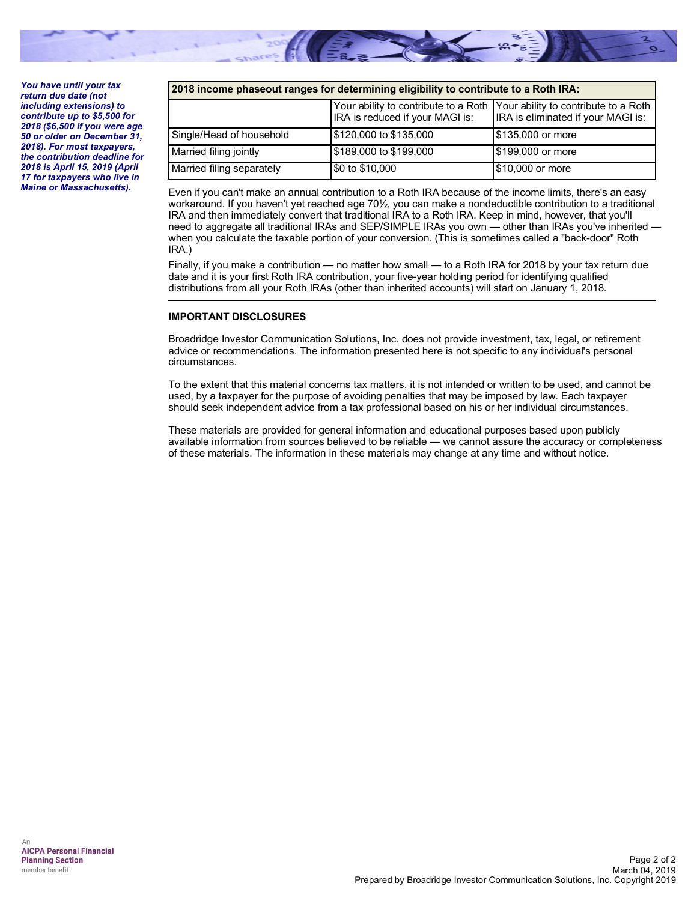*You have until your tax return due date (not including extensions) to contribute up to $5,500 for 2018 ($6,500 if you were age 50 or older on December 31, 2018). For most taxpayers, the contribution deadline for 2018 is April 15, 2019 (April 17 for taxpayers who live in Maine or Massachusetts).*

**2018 income phaseout ranges for determining eligibility to contribute to a Roth IRA:**

| | Your ability to contribute to a Roth IRA is reduced if your MAGI is: | Your ability to contribute to a Roth IRA is eliminated if your MAGI is: |
|---|---|---|
| Single/Head of household | $120,000 to $135,000 | $135,000 or more |
| Married filing jointly | $189,000 to $199,000 | $199,000 or more |
| Married filing separately | $0 to $10,000 | $10,000 or more |

Even if you can't make an annual contribution to a Roth IRA because of the income limits, there's an easy workaround. If you haven't yet reached age 70½, you can make a nondeductible contribution to a traditional IRA and then immediately convert that traditional IRA to a Roth IRA. Keep in mind, however, that you'll need to aggregate all traditional IRAs and SEP/SIMPLE IRAs you own — other than IRAs you've inherited — when you calculate the taxable portion of your conversion. (This is sometimes called a "back-door" Roth IRA.)

Finally, if you make a contribution — no matter how small — to a Roth IRA for 2018 by your tax return due date and it is your first Roth IRA contribution, your five-year holding period for identifying qualified distributions from all your Roth IRAs (other than inherited accounts) will start on January 1, 2018.

**IMPORTANT DISCLOSURES**

Broadridge Investor Communication Solutions, Inc. does not provide investment, tax, legal, or retirement advice or recommendations. The information presented here is not specific to any individual's personal circumstances.

To the extent that this material concerns tax matters, it is not intended or written to be used, and cannot be used, by a taxpayer for the purpose of avoiding penalties that may be imposed by law. Each taxpayer should seek independent advice from a tax professional based on his or her individual circumstances.

These materials are provided for general information and educational purposes based upon publicly available information from sources believed to be reliable — we cannot assure the accuracy or completeness of these materials. The information in these materials may change at any time and without notice.

An AICPA Personal Financial Planning Section member benefit

March 04, 2019
Prepared by Broadridge Investor Communication Solutions, Inc. Copyright 2019